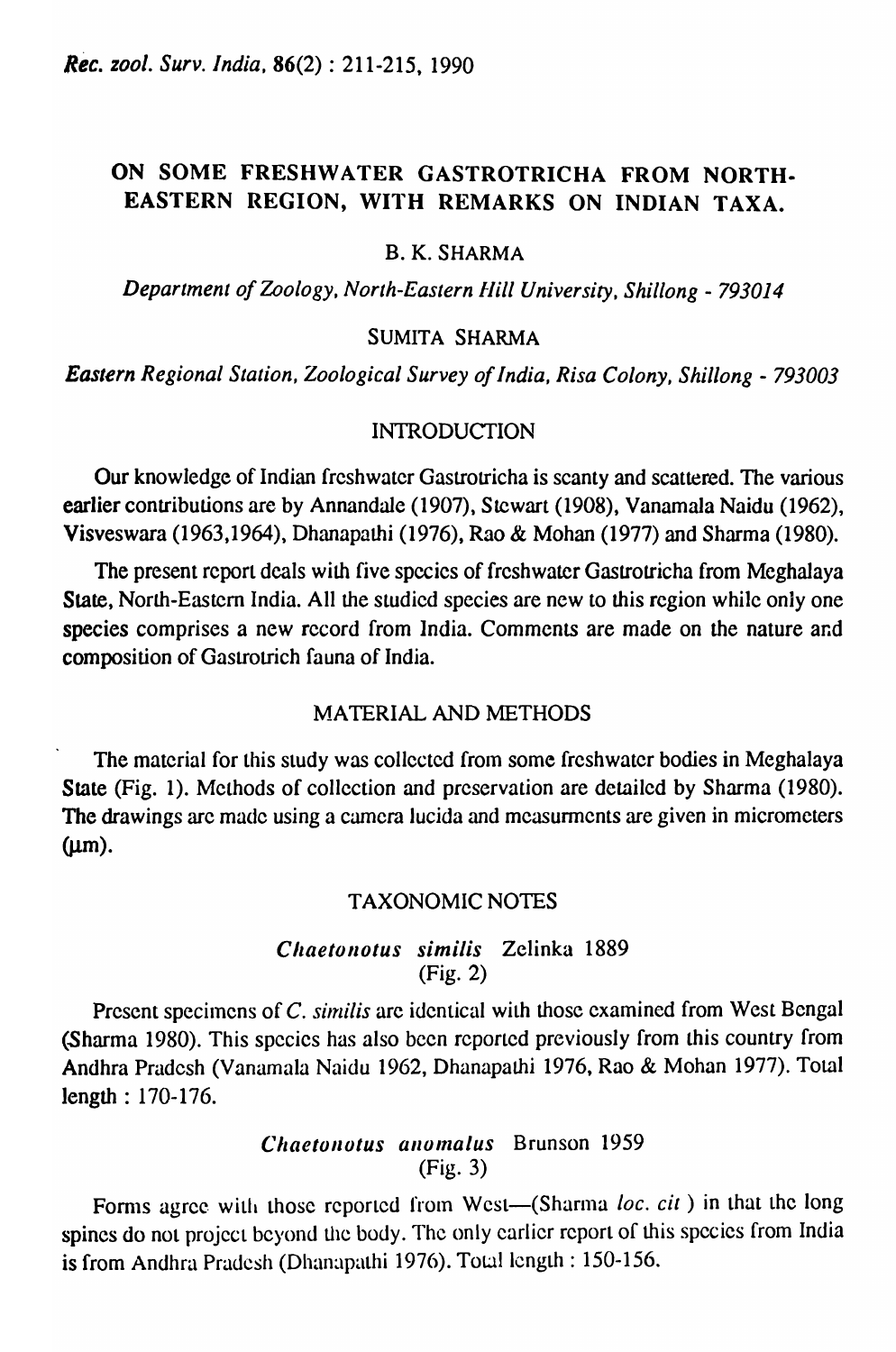# ON SOME FRESHWATER GASTROTRICHA FROM NORTH-EASTERN REGION, WITH REMARKS ON INDIAN TAXA.

B. K. SHARMA

*Department of Zoology, North-Eastern Hill University, Shillong - 793014*

SUMITA SHARMA

*Eastern Regional Station, Zoological Survey of India, Risa Colony, Shillong - 793003*

## INTRODUCTION

Our knowledge of Indian freshwater Gastrotricha is scanty and scattered. The various earlier contributions are by Annandale (1907), Stewart (1908), Vanamala Naidu (1962), Visveswara (1963,1964), Dhanapathi (1976), Rao & Mohan (1977) and Sharma (1980).

The present report deals with five species of freshwater Gastrotricha from Meghalaya State, North-Eastern India. All the studied species are new to this region while only one species comprises a new record from India. Comments are made on the nature and composition of Gastrotrich fauna of India.

## MATERIAL AND METHODS

The material for this study was collected from some freshwater bodies in Meghalaya State (Fig. 1). Methods of collection and preservation are detailed by Sharma (1980). The drawings are made using a camera lucida and measurments are given in micrometers (μm).

## TAXONOMIC NOTES

### *Chaetonotus similis* Zelinka 1889
(Fig. 2)

Present specimens of *C. similis* are identical with those examined from West Bengal (Sharma 1980). This species has also been reported previously from this country from Andhra Pradesh (Vanamala Naidu 1962, Dhanapathi 1976, Rao & Mohan 1977). Total length : 170-176.

### *Chaetonotus anomalus* Brunson 1959
(Fig. 3)

Forms agree with those reported from West—(Sharma *loc. cit* ) in that the long spines do not project beyond the body. The only earlier report of this species from India is from Andhra Pradesh (Dhanapathi 1976). Total length : 150-156.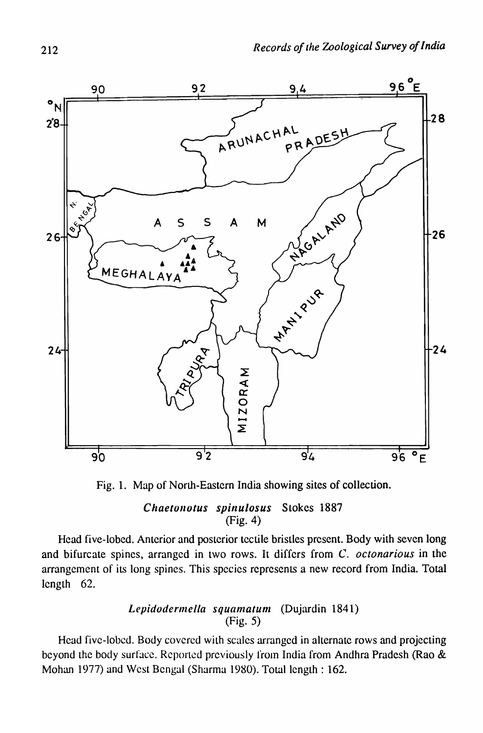Fig. 1. Map of North-Eastern India showing sites of collection.

### *Chaetonotus spinulosus* Stokes 1887
(Fig. 4)

Head five-lobed. Anterior and posterior tectile bristles present. Body with seven long and bifurcate spines, arranged in two rows. It differs from *C. octonarious* in the arrangement of its long spines. This species represents a new record from India. Total length 62.

### *Lepidodermella squamatum* (Dujardin 1841)
(Fig. 5)

Head five-lobed. Body covered with scales arranged in alternate rows and projecting beyond the body surface. Reported previously from India from Andhra Pradesh (Rao & Mohan 1977) and West Bengal (Sharma 1980). Total length : 162.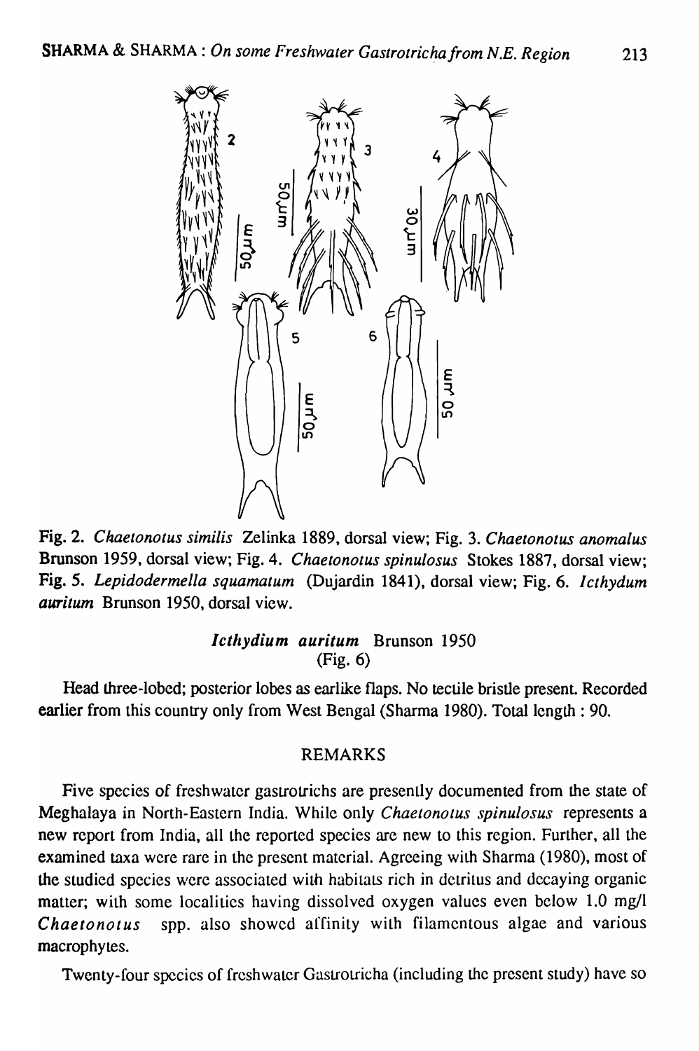Fig. 2. *Chaetonotus similis* Zelinka 1889, dorsal view; Fig. 3. *Chaetonotus anomalus* Brunson 1959, dorsal view; Fig. 4. *Chaetonotus spinulosus* Stokes 1887, dorsal view; Fig. 5. *Lepidodermella squamatum* (Dujardin 1841), dorsal view; Fig. 6. *Icthydum auritum* Brunson 1950, dorsal view.

### *Icthydium auritum* Brunson 1950
(Fig. 6)

Head three-lobed; posterior lobes as earlike flaps. No tectile bristle present. Recorded earlier from this country only from West Bengal (Sharma 1980). Total length : 90.

## REMARKS

Five species of freshwater gastrotrichs are presently documented from the state of Meghalaya in North-Eastern India. While only *Chaetonotus spinulosus* represents a new report from India, all the reported species are new to this region. Further, all the examined taxa were rare in the present material. Agreeing with Sharma (1980), most of the studied species were associated with habitats rich in detritus and decaying organic matter; with some localities having dissolved oxygen values even below 1.0 mg/l *Chaetonotus* spp. also showed affinity with filamentous algae and various macrophytes.

Twenty-four species of freshwater Gastrotricha (including the present study) have so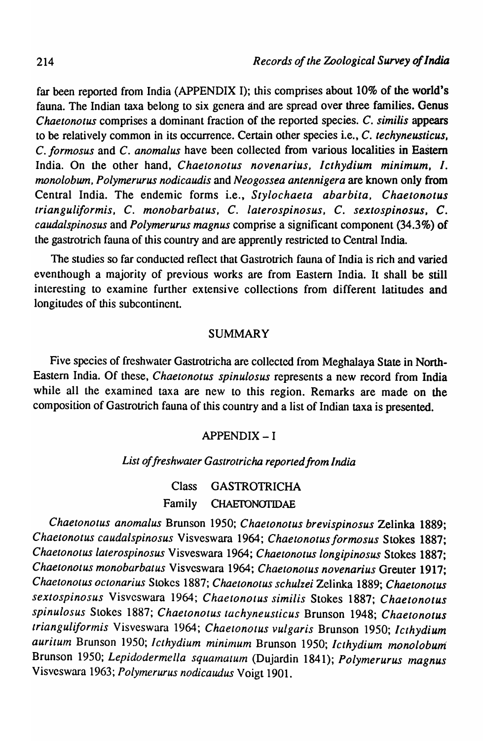far been reported from India (APPENDIX I); this comprises about 10% of the world's fauna. The Indian taxa belong to six genera and are spread over three families. Genus *Chaetonotus* comprises a dominant fraction of the reported species. *C. similis* appears to be relatively common in its occurrence. Certain other species i.e., *C. techyneusticus*, *C. formosus* and *C. anomalus* have been collected from various localities in Eastern India. On the other hand, *Chaetonotus novenarius*, *Icthydium minimum*, *I. monolobum*, *Polymerurus nodicaudis* and *Neogossea antennigera* are known only from Central India. The endemic forms i.e., *Stylochaeta abarbita*, *Chaetonotus trianguliformis*, *C. monobarbatus*, *C. laterospinosus*, *C. sextospinosus*, *C. caudalspinosus* and *Polymerurus magnus* comprise a significant component (34.3%) of the gastrotrich fauna of this country and are apprently restricted to Central India.

The studies so far conducted reflect that Gastrotrich fauna of India is rich and varied eventhough a majority of previous works are from Eastern India. It shall be still interesting to examine further extensive collections from different latitudes and longitudes of this subcontinent.

## SUMMARY

Five species of freshwater Gastrotricha are collected from Meghalaya State in North-Eastern India. Of these, *Chaetonotus spinulosus* represents a new record from India while all the examined taxa are new to this region. Remarks are made on the composition of Gastrotrich fauna of this country and a list of Indian taxa is presented.

## APPENDIX – I

*List of freshwater Gastrotricha reported from India*

Class GASTROTRICHA

Family CHAETONOTIDAE

*Chaetonotus anomalus* Brunson 1950; *Chaetonotus brevispinosus* Zelinka 1889; *Chaetonotus caudalspinosus* Visveswara 1964; *Chaetonotus formosus* Stokes 1887; *Chaetonotus laterospinosus* Visveswara 1964; *Chaetonotus longipinosus* Stokes 1887; *Chaetonotus monobarbatus* Visveswara 1964; *Chaetonotus novenarius* Greuter 1917; *Chaetonotus octonarius* Stokes 1887; *Chaetonotus schulzei* Zelinka 1889; *Chaetonotus sextospinosus* Visveswara 1964; *Chaetonotus similis* Stokes 1887; *Chaetonotus spinulosus* Stokes 1887; *Chaetonotus tachyneusticus* Brunson 1948; *Chaetonotus trianguliformis* Visveswara 1964; *Chaetonotus vulgaris* Brunson 1950; *Icthydium auritum* Brunson 1950; *Icthydium minimum* Brunson 1950; *Icthydium monolobum* Brunson 1950; *Lepidodermella squamatum* (Dujardin 1841); *Polymerurus magnus* Visveswara 1963; *Polymerurus nodicaudus* Voigt 1901.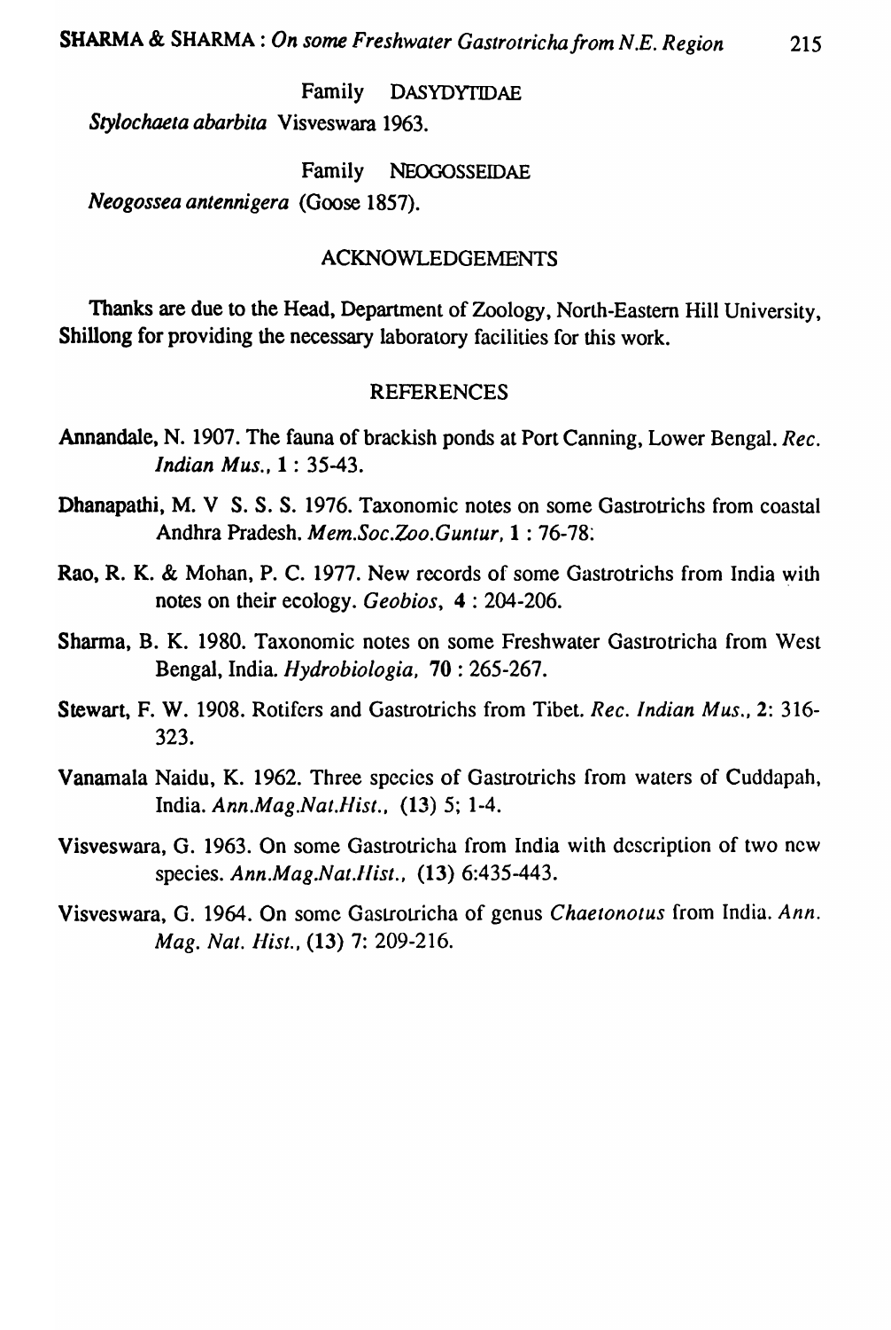Family DASYDYTIDAE

*Stylochaeta abarbita* Visveswara 1963.

Family NEOGOSSEIDAE

*Neogossea antennigera* (Goose 1857).

## ACKNOWLEDGEMENTS

Thanks are due to the Head, Department of Zoology, North-Eastern Hill University, Shillong for providing the necessary laboratory facilities for this work.

## REFERENCES

**Annandale, N.** 1907. The fauna of brackish ponds at Port Canning, Lower Bengal. *Rec. Indian Mus.*, **1** : 35-43.

**Dhanapathi, M. V S. S. S.** 1976. Taxonomic notes on some Gastrotrichs from coastal Andhra Pradesh. *Mem.Soc.Zoo.Guntur*, **1** : 76-78.

**Rao, R. K. & Mohan, P. C.** 1977. New records of some Gastrotrichs from India with notes on their ecology. *Geobios*, **4** : 204-206.

**Sharma, B. K.** 1980. Taxonomic notes on some Freshwater Gastrotricha from West Bengal, India. *Hydrobiologia*, **70** : 265-267.

**Stewart, F. W.** 1908. Rotifers and Gastrotrichs from Tibet. *Rec. Indian Mus.*, **2**: 316-323.

**Vanamala Naidu, K.** 1962. Three species of Gastrotrichs from waters of Cuddapah, India. *Ann.Mag.Nat.Hist.*, **(13)** 5; 1-4.

**Visveswara, G.** 1963. On some Gastrotricha from India with description of two new species. *Ann.Mag.Nat.Hist.*, **(13)** 6:435-443.

**Visveswara, G.** 1964. On some Gastrotricha of genus *Chaetonotus* from India. *Ann. Mag. Nat. Hist.*, **(13)** 7: 209-216.